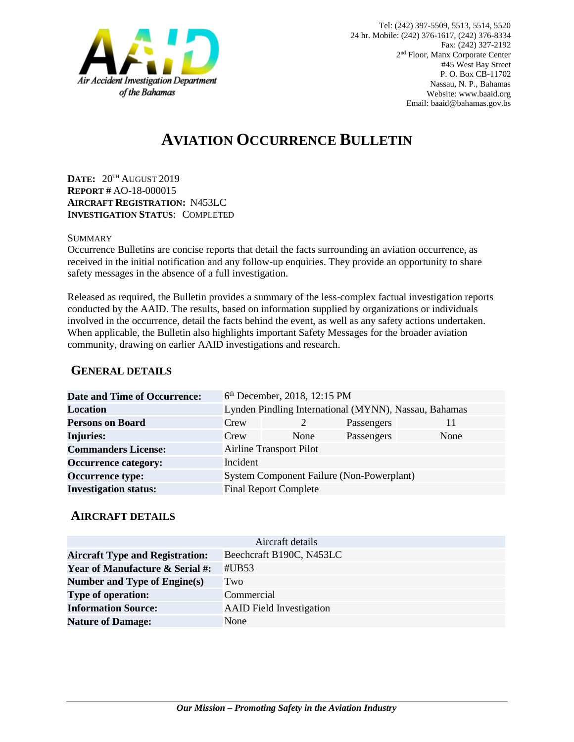Air Accident Investigation Department of the Bahamas

Tel: (242) 397-5509, 5513, 5514, 5520
24 hr. Mobile: (242) 376-1617, (242) 376-8334
Fax: (242) 327-2192
2nd Floor, Manx Corporate Center
#45 West Bay Street
P. O. Box CB-11702
Nassau, N. P., Bahamas
Website: www.baaid.org
Email: baaid@bahamas.gov.bs

# AVIATION OCCURRENCE BULLETIN

**DATE:** 20TH AUGUST 2019
**REPORT #** AO-18-000015
**AIRCRAFT REGISTRATION:** N453LC
**INVESTIGATION STATUS**: COMPLETED

SUMMARY
Occurrence Bulletins are concise reports that detail the facts surrounding an aviation occurrence, as received in the initial notification and any follow-up enquiries. They provide an opportunity to share safety messages in the absence of a full investigation.

Released as required, the Bulletin provides a summary of the less-complex factual investigation reports conducted by the AAID. The results, based on information supplied by organizations or individuals involved in the occurrence, detail the facts behind the event, as well as any safety actions undertaken. When applicable, the Bulletin also highlights important Safety Messages for the broader aviation community, drawing on earlier AAID investigations and research.

## GENERAL DETAILS

| | | | | |
|---|---|---|---|---|
| **Date and Time of Occurrence:** | 6th December, 2018, 12:15 PM | | | |
| **Location** | Lynden Pindling International (MYNN), Nassau, Bahamas | | | |
| **Persons on Board** | Crew | 2 | Passengers | 11 |
| **Injuries:** | Crew | None | Passengers | None |
| **Commanders License:** | Airline Transport Pilot | | | |
| **Occurrence category:** | Incident | | | |
| **Occurrence type:** | System Component Failure (Non-Powerplant) | | | |
| **Investigation status:** | Final Report Complete | | | |

## AIRCRAFT DETAILS

| Aircraft details | |
|---|---|
| **Aircraft Type and Registration:** | Beechcraft B190C, N453LC |
| **Year of Manufacture & Serial #:** | #UB53 |
| **Number and Type of Engine(s)** | Two |
| **Type of operation:** | Commercial |
| **Information Source:** | AAID Field Investigation |
| **Nature of Damage:** | None |

*Our Mission – Promoting Safety in the Aviation Industry*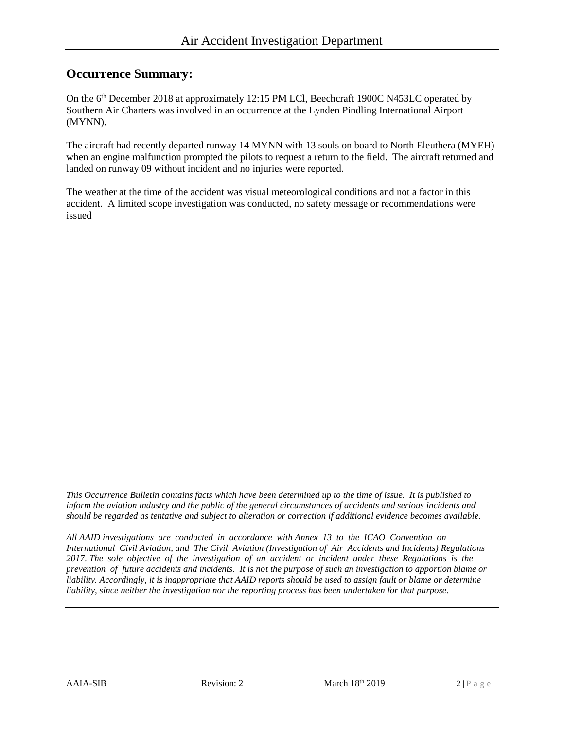## Occurrence Summary:

On the 6th December 2018 at approximately 12:15 PM LCl, Beechcraft 1900C N453LC operated by Southern Air Charters was involved in an occurrence at the Lynden Pindling International Airport (MYNN).

The aircraft had recently departed runway 14 MYNN with 13 souls on board to North Eleuthera (MYEH) when an engine malfunction prompted the pilots to request a return to the field. The aircraft returned and landed on runway 09 without incident and no injuries were reported.

The weather at the time of the accident was visual meteorological conditions and not a factor in this accident. A limited scope investigation was conducted, no safety message or recommendations were issued

---

*This Occurrence Bulletin contains facts which have been determined up to the time of issue. It is published to inform the aviation industry and the public of the general circumstances of accidents and serious incidents and should be regarded as tentative and subject to alteration or correction if additional evidence becomes available.*

*All AAID investigations are conducted in accordance with Annex 13 to the ICAO Convention on International Civil Aviation, and The Civil Aviation (Investigation of Air Accidents and Incidents) Regulations 2017. The sole objective of the investigation of an accident or incident under these Regulations is the prevention of future accidents and incidents. It is not the purpose of such an investigation to apportion blame or liability. Accordingly, it is inappropriate that AAID reports should be used to assign fault or blame or determine liability, since neither the investigation nor the reporting process has been undertaken for that purpose.*